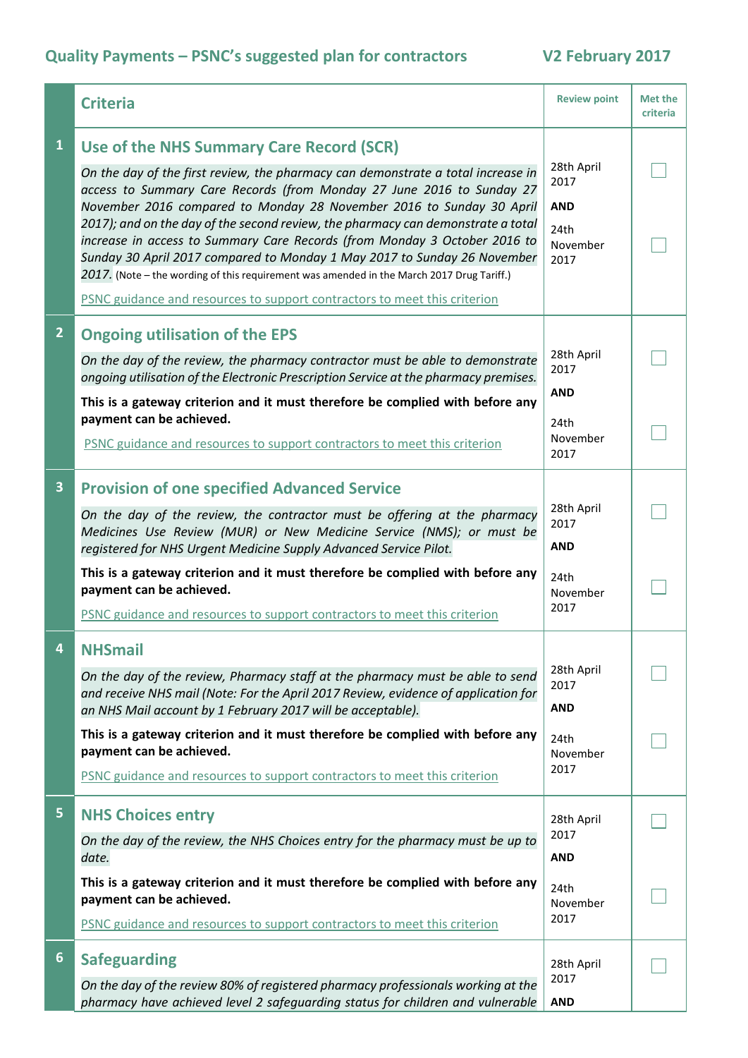## Quality Payments – PSNC's suggested plan for contractors

**V2 February 2017**

| | Criteria | Review point | Met the criteria |
|---|---|---|---|
| 1 | **Use of the NHS Summary Care Record (SCR)**<br>*On the day of the first review, the pharmacy can demonstrate a total increase in access to Summary Care Records (from Monday 27 June 2016 to Sunday 27 November 2016 compared to Monday 28 November 2016 to Sunday 30 April 2017); and on the day of the second review, the pharmacy can demonstrate a total increase in access to Summary Care Records (from Monday 3 October 2016 to Sunday 30 April 2017 compared to Monday 1 May 2017 to Sunday 26 November 2017.* (Note – the wording of this requirement was amended in the March 2017 Drug Tariff.)<br>PSNC guidance and resources to support contractors to meet this criterion | 28th April 2017<br>**AND**<br>24th November 2017 | ☐<br>☐ |
| 2 | **Ongoing utilisation of the EPS**<br>*On the day of the review, the pharmacy contractor must be able to demonstrate ongoing utilisation of the Electronic Prescription Service at the pharmacy premises.*<br>**This is a gateway criterion and it must therefore be complied with before any payment can be achieved.**<br>PSNC guidance and resources to support contractors to meet this criterion | 28th April 2017<br>**AND**<br>24th November 2017 | ☐<br>☐ |
| 3 | **Provision of one specified Advanced Service**<br>*On the day of the review, the contractor must be offering at the pharmacy Medicines Use Review (MUR) or New Medicine Service (NMS); or must be registered for NHS Urgent Medicine Supply Advanced Service Pilot.*<br>**This is a gateway criterion and it must therefore be complied with before any payment can be achieved.**<br>PSNC guidance and resources to support contractors to meet this criterion | 28th April 2017<br>**AND**<br>24th November 2017 | ☐<br>☐ |
| 4 | **NHSmail**<br>*On the day of the review, Pharmacy staff at the pharmacy must be able to send and receive NHS mail (Note: For the April 2017 Review, evidence of application for an NHS Mail account by 1 February 2017 will be acceptable).*<br>**This is a gateway criterion and it must therefore be complied with before any payment can be achieved.**<br>PSNC guidance and resources to support contractors to meet this criterion | 28th April 2017<br>**AND**<br>24th November 2017 | ☐<br>☐ |
| 5 | **NHS Choices entry**<br>*On the day of the review, the NHS Choices entry for the pharmacy must be up to date.*<br>**This is a gateway criterion and it must therefore be complied with before any payment can be achieved.**<br>PSNC guidance and resources to support contractors to meet this criterion | 28th April 2017<br>**AND**<br>24th November 2017 | ☐<br>☐ |
| 6 | **Safeguarding**<br>*On the day of the review 80% of registered pharmacy professionals working at the pharmacy have achieved level 2 safeguarding status for children and vulnerable* | 28th April 2017<br>**AND** | ☐ |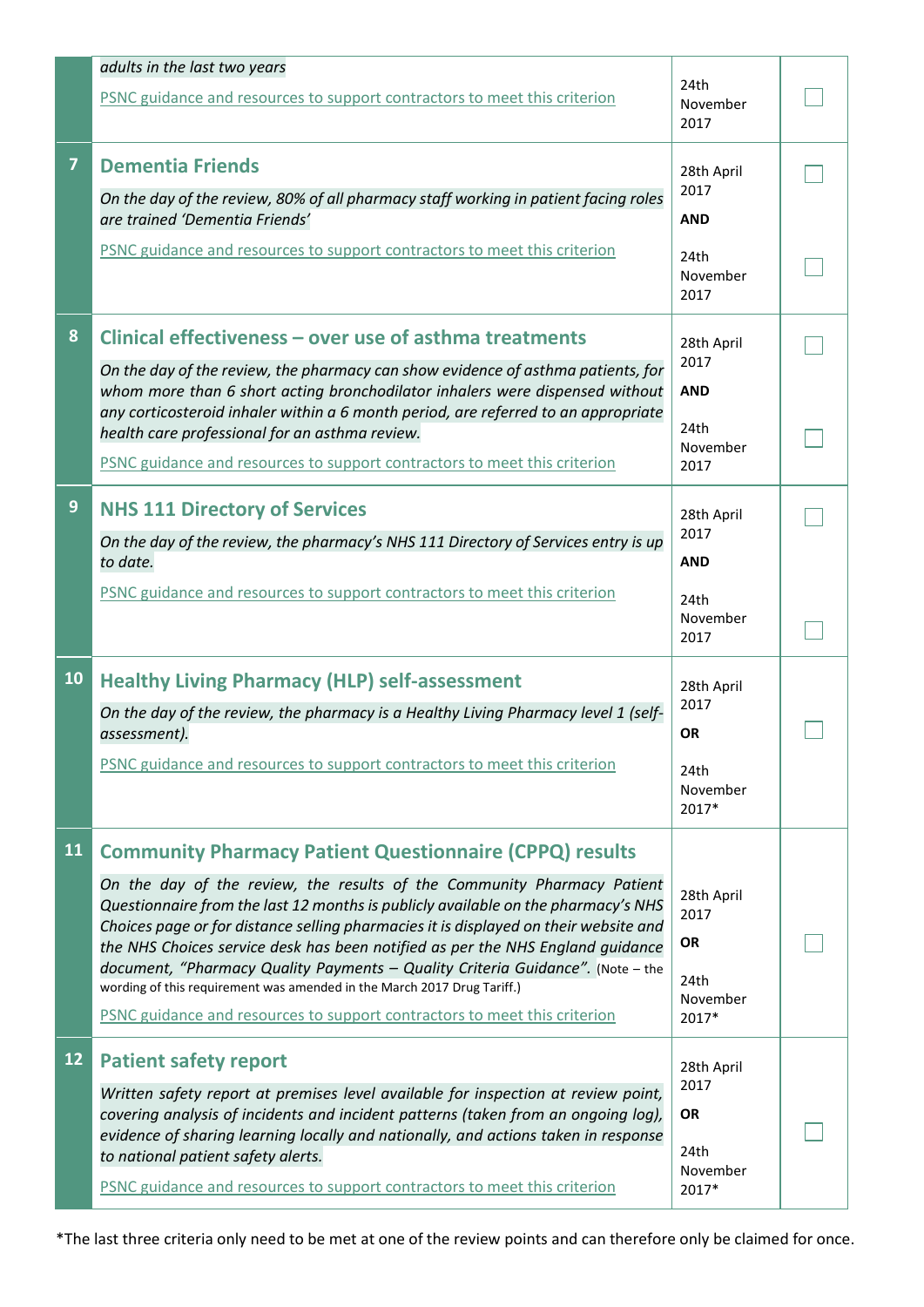| | | | |
|---|---|---|---|
| | *adults in the last two years*<br><br>PSNC guidance and resources to support contractors to meet this criterion | 24th November 2017 | ☐ |
| **7** | **Dementia Friends**<br><br>*On the day of the review, 80% of all pharmacy staff working in patient facing roles are trained 'Dementia Friends'*<br><br>PSNC guidance and resources to support contractors to meet this criterion | 28th April 2017<br><br>**AND**<br><br>24th November 2017 | ☐<br><br>☐ |
| **8** | **Clinical effectiveness – over use of asthma treatments**<br><br>*On the day of the review, the pharmacy can show evidence of asthma patients, for whom more than 6 short acting bronchodilator inhalers were dispensed without any corticosteroid inhaler within a 6 month period, are referred to an appropriate health care professional for an asthma review.*<br><br>PSNC guidance and resources to support contractors to meet this criterion | 28th April 2017<br><br>**AND**<br><br>24th November 2017 | ☐<br><br>☐ |
| **9** | **NHS 111 Directory of Services**<br><br>*On the day of the review, the pharmacy's NHS 111 Directory of Services entry is up to date.*<br><br>PSNC guidance and resources to support contractors to meet this criterion | 28th April 2017<br><br>**AND**<br><br>24th November 2017 | ☐<br><br>☐ |
| **10** | **Healthy Living Pharmacy (HLP) self-assessment**<br><br>*On the day of the review, the pharmacy is a Healthy Living Pharmacy level 1 (self-assessment).*<br><br>PSNC guidance and resources to support contractors to meet this criterion | 28th April 2017<br><br>**OR**<br><br>24th November 2017* | ☐ |
| **11** | **Community Pharmacy Patient Questionnaire (CPPQ) results**<br><br>*On the day of the review, the results of the Community Pharmacy Patient Questionnaire from the last 12 months is publicly available on the pharmacy's NHS Choices page or for distance selling pharmacies it is displayed on their website and the NHS Choices service desk has been notified as per the NHS England guidance document, "Pharmacy Quality Payments – Quality Criteria Guidance".* (Note – the wording of this requirement was amended in the March 2017 Drug Tariff.)<br><br>PSNC guidance and resources to support contractors to meet this criterion | 28th April 2017<br><br>**OR**<br><br>24th November 2017* | ☐ |
| **12** | **Patient safety report**<br><br>*Written safety report at premises level available for inspection at review point, covering analysis of incidents and incident patterns (taken from an ongoing log), evidence of sharing learning locally and nationally, and actions taken in response to national patient safety alerts.*<br><br>PSNC guidance and resources to support contractors to meet this criterion | 28th April 2017<br><br>**OR**<br><br>24th November 2017* | ☐ |

*The last three criteria only need to be met at one of the review points and can therefore only be claimed for once.